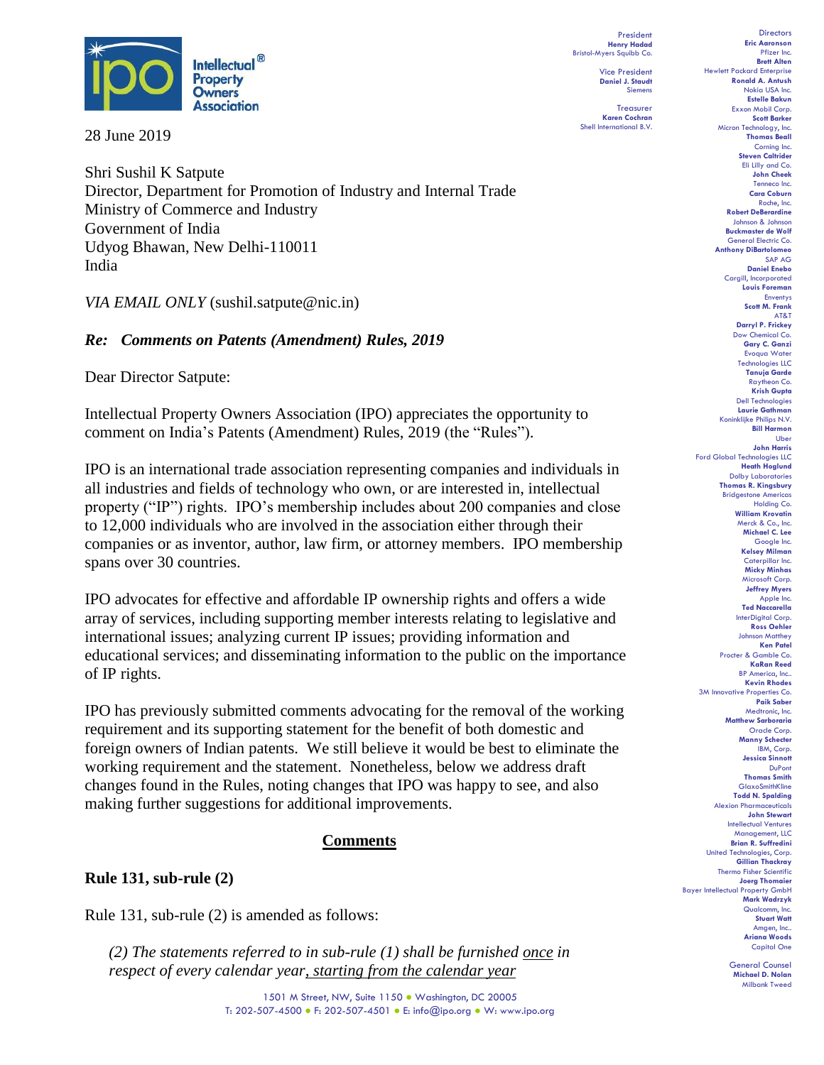President
**Henry Hadad**
Bristol-Myers Squibb Co.

Vice President
**Daniel J. Staudt**
Siemens

Treasurer
**Karen Cochran**
Shell International B.V.

Directors
**Eric Aaronson** Pfizer Inc.
**Brett Alten** Hewlett Packard Enterprise
**Ronald A. Antush** Nokia USA Inc.
**Estelle Bakun** Exxon Mobil Corp.
**Scott Barker** Micron Technology, Inc.
**Thomas Beall** Corning Inc.
**Steven Caltrider** Eli Lilly and Co.
**John Cheek** Tenneco Inc.
**Cara Coburn** Roche, Inc.
**Robert DeBerardine** Johnson & Johnson
**Buckmaster de Wolf** General Electric Co.
**Anthony DiBartolomeo** SAP AG
**Daniel Enebo** Cargill, Incorporated
**Louis Foreman** Enventys
**Scott M. Frank** AT&T
**Darryl P. Frickey** Dow Chemical Co.
**Gary C. Ganzi** Evoqua Water Technologies LLC
**Tanuja Garde** Raytheon Co.
**Krish Gupta** Dell Technologies
**Laurie Gathman** Koninklijke Philips N.V.
**Bill Harmon** Uber
**John Harris** Ford Global Technologies LLC
**Heath Hoglund** Dolby Laboratories
**Thomas R. Kingsbury** Bridgestone Americas Holding Co.
**William Krovatin** Merck & Co., Inc.
**Michael C. Lee** Google Inc.
**Kelsey Milman** Caterpillar Inc.
**Micky Minhas** Microsoft Corp.
**Jeffrey Myers** Apple Inc.
**Ted Naccarella** InterDigital Corp.
**Ross Oehler** Johnson Matthey
**Ken Patel** Procter & Gamble Co.
**KaRan Reed** BP America, Inc..
**Kevin Rhodes** 3M Innovative Properties Co.
**Paik Saber** Medtronic, Inc.
**Matthew Sarboraria** Oracle Corp.
**Manny Schecter** IBM, Corp.
**Jessica Sinnott** DuPont
**Thomas Smith** GlaxoSmithKline
**Todd N. Spalding** Alexion Pharmaceuticals
**John Stewart** Intellectual Ventures Management, LLC
**Brian R. Suffredini** United Technologies, Corp.
**Gillian Thackray** Thermo Fisher Scientific
**Joerg Thomaier** Bayer Intellectual Property GmbH
**Mark Wadrzyk** Qualcomm, Inc.
**Stuart Watt** Amgen, Inc..
**Ariana Woods** Capitol One

General Counsel
**Michael D. Nolan**
Milbank Tweed

28 June 2019

Shri Sushil K Satpute
Director, Department for Promotion of Industry and Internal Trade
Ministry of Commerce and Industry
Government of India
Udyog Bhawan, New Delhi-110011
India

*VIA EMAIL ONLY* (sushil.satpute@nic.in)

***Re: Comments on Patents (Amendment) Rules, 2019***

Dear Director Satpute:

Intellectual Property Owners Association (IPO) appreciates the opportunity to comment on India's Patents (Amendment) Rules, 2019 (the "Rules").

IPO is an international trade association representing companies and individuals in all industries and fields of technology who own, or are interested in, intellectual property ("IP") rights. IPO's membership includes about 200 companies and close to 12,000 individuals who are involved in the association either through their companies or as inventor, author, law firm, or attorney members. IPO membership spans over 30 countries.

IPO advocates for effective and affordable IP ownership rights and offers a wide array of services, including supporting member interests relating to legislative and international issues; analyzing current IP issues; providing information and educational services; and disseminating information to the public on the importance of IP rights.

IPO has previously submitted comments advocating for the removal of the working requirement and its supporting statement for the benefit of both domestic and foreign owners of Indian patents. We still believe it would be best to eliminate the working requirement and the statement. Nonetheless, below we address draft changes found in the Rules, noting changes that IPO was happy to see, and also making further suggestions for additional improvements.

## Comments

### Rule 131, sub-rule (2)

Rule 131, sub-rule (2) is amended as follows:

> *(2) The statements referred to in sub-rule (1) shall be furnished <u>once</u> in respect of every calendar year<u>, starting from the calendar year</u>*

1501 M Street, NW, Suite 1150 • Washington, DC 20005
T: 202-507-4500 • F: 202-507-4501 • E: info@ipo.org • W: www.ipo.org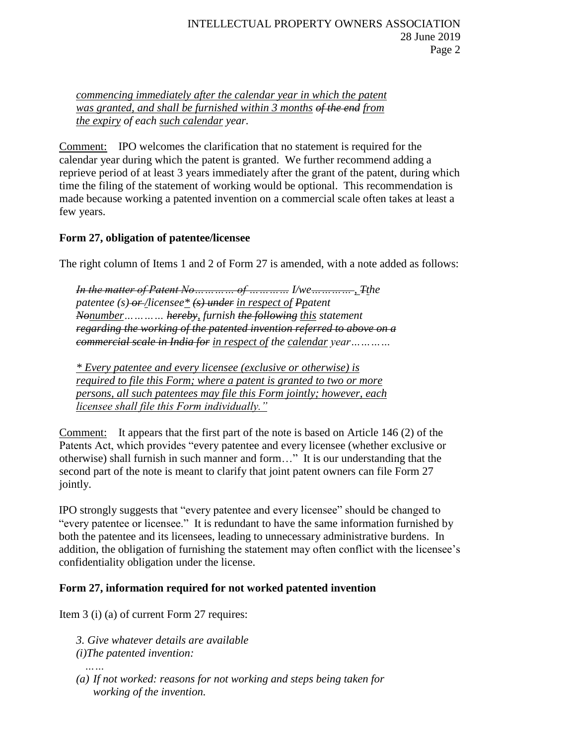*commencing immediately after the calendar year in which the patent was granted, and shall be furnished within 3 months ~~of the end~~ from the expiry of each such calendar year.*

Comment: IPO welcomes the clarification that no statement is required for the calendar year during which the patent is granted. We further recommend adding a reprieve period of at least 3 years immediately after the grant of the patent, during which time the filing of the statement of working would be optional. This recommendation is made because working a patented invention on a commercial scale often takes at least a few years.

**Form 27, obligation of patentee/licensee**

The right column of Items 1 and 2 of Form 27 is amended, with a note added as follows:

> *~~In the matter of Patent No………… of …………~~ I/we………… ~~,~~ ~~T~~the patentee (s) ~~or~~ /licensee\* ~~(s) under~~ in respect of ~~P~~patent ~~No~~number………… ~~hereby~~, furnish ~~the following~~ this statement ~~regarding the working of the patented invention referred to above on a commercial scale in India for~~ in respect of the calendar year…………*
>
> *\* Every patentee and every licensee (exclusive or otherwise) is required to file this Form; where a patent is granted to two or more persons, all such patentees may file this Form jointly; however, each licensee shall file this Form individually."*

Comment: It appears that the first part of the note is based on Article 146 (2) of the Patents Act, which provides "every patentee and every licensee (whether exclusive or otherwise) shall furnish in such manner and form…" It is our understanding that the second part of the note is meant to clarify that joint patent owners can file Form 27 jointly.

IPO strongly suggests that "every patentee and every licensee" should be changed to "every patentee or licensee." It is redundant to have the same information furnished by both the patentee and its licensees, leading to unnecessary administrative burdens. In addition, the obligation of furnishing the statement may often conflict with the licensee's confidentiality obligation under the license.

**Form 27, information required for not worked patented invention**

Item 3 (i) (a) of current Form 27 requires:

> *3. Give whatever details are available*
> *(i)The patented invention:*
> *……*
> *(a) If not worked: reasons for not working and steps being taken for working of the invention.*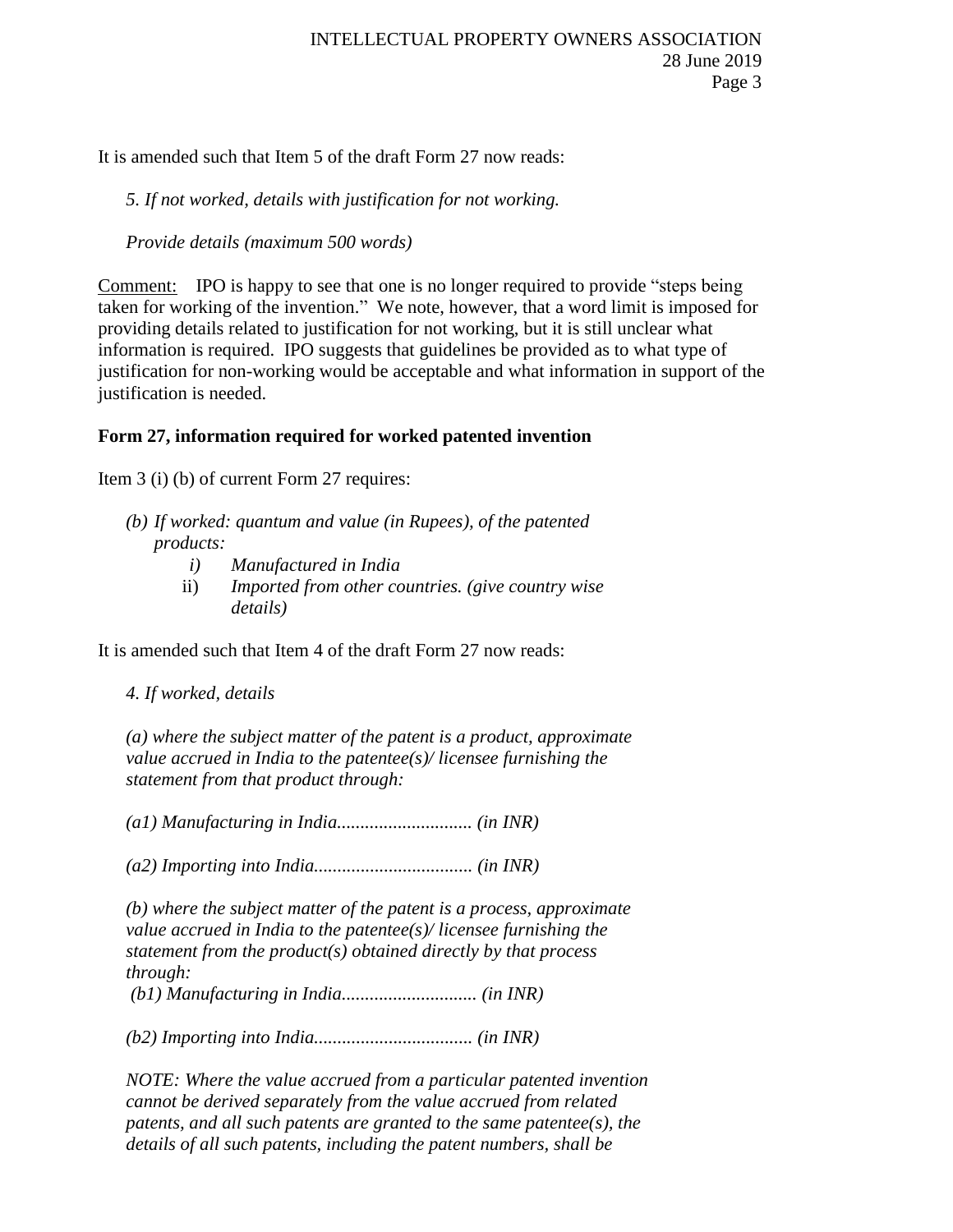It is amended such that Item 5 of the draft Form 27 now reads:

> *5. If not worked, details with justification for not working.*
>
> *Provide details (maximum 500 words)*

Comment: IPO is happy to see that one is no longer required to provide "steps being taken for working of the invention." We note, however, that a word limit is imposed for providing details related to justification for not working, but it is still unclear what information is required. IPO suggests that guidelines be provided as to what type of justification for non-working would be acceptable and what information in support of the justification is needed.

**Form 27, information required for worked patented invention**

Item 3 (i) (b) of current Form 27 requires:

> *(b) If worked: quantum and value (in Rupees), of the patented products:*
> - *i) Manufactured in India*
> - ii) *Imported from other countries. (give country wise details)*

It is amended such that Item 4 of the draft Form 27 now reads:

> *4. If worked, details*
>
> *(a) where the subject matter of the patent is a product, approximate value accrued in India to the patentee(s)/ licensee furnishing the statement from that product through:*
>
> *(a1) Manufacturing in India............................ (in INR)*
>
> *(a2) Importing into India................................. (in INR)*
>
> *(b) where the subject matter of the patent is a process, approximate value accrued in India to the patentee(s)/ licensee furnishing the statement from the product(s) obtained directly by that process through:*
> *(b1) Manufacturing in India............................ (in INR)*
>
> *(b2) Importing into India................................. (in INR)*
>
> *NOTE: Where the value accrued from a particular patented invention cannot be derived separately from the value accrued from related patents, and all such patents are granted to the same patentee(s), the details of all such patents, including the patent numbers, shall be*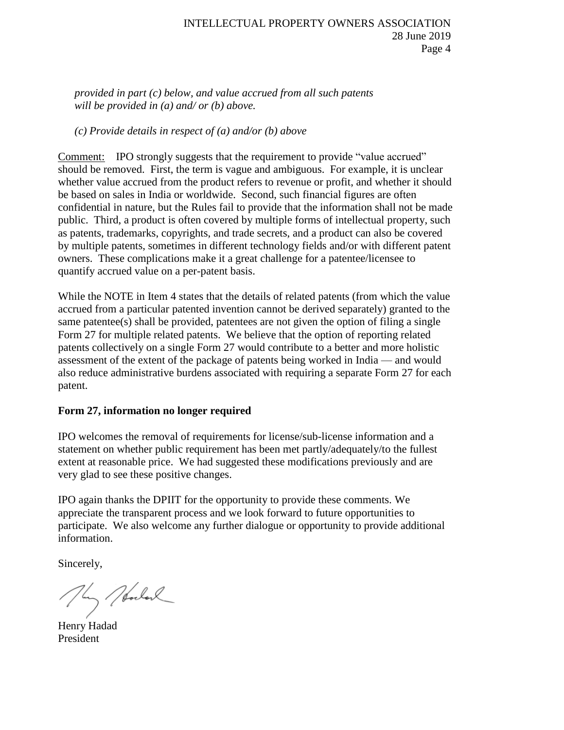*provided in part (c) below, and value accrued from all such patents will be provided in (a) and/ or (b) above.*

*(c) Provide details in respect of (a) and/or (b) above*

Comment: IPO strongly suggests that the requirement to provide "value accrued" should be removed. First, the term is vague and ambiguous. For example, it is unclear whether value accrued from the product refers to revenue or profit, and whether it should be based on sales in India or worldwide. Second, such financial figures are often confidential in nature, but the Rules fail to provide that the information shall not be made public. Third, a product is often covered by multiple forms of intellectual property, such as patents, trademarks, copyrights, and trade secrets, and a product can also be covered by multiple patents, sometimes in different technology fields and/or with different patent owners. These complications make it a great challenge for a patentee/licensee to quantify accrued value on a per-patent basis.

While the NOTE in Item 4 states that the details of related patents (from which the value accrued from a particular patented invention cannot be derived separately) granted to the same patentee(s) shall be provided, patentees are not given the option of filing a single Form 27 for multiple related patents. We believe that the option of reporting related patents collectively on a single Form 27 would contribute to a better and more holistic assessment of the extent of the package of patents being worked in India — and would also reduce administrative burdens associated with requiring a separate Form 27 for each patent.

**Form 27, information no longer required**

IPO welcomes the removal of requirements for license/sub-license information and a statement on whether public requirement has been met partly/adequately/to the fullest extent at reasonable price. We had suggested these modifications previously and are very glad to see these positive changes.

IPO again thanks the DPIIT for the opportunity to provide these comments. We appreciate the transparent process and we look forward to future opportunities to participate. We also welcome any further dialogue or opportunity to provide additional information.

Sincerely,

Henry Hadad
President